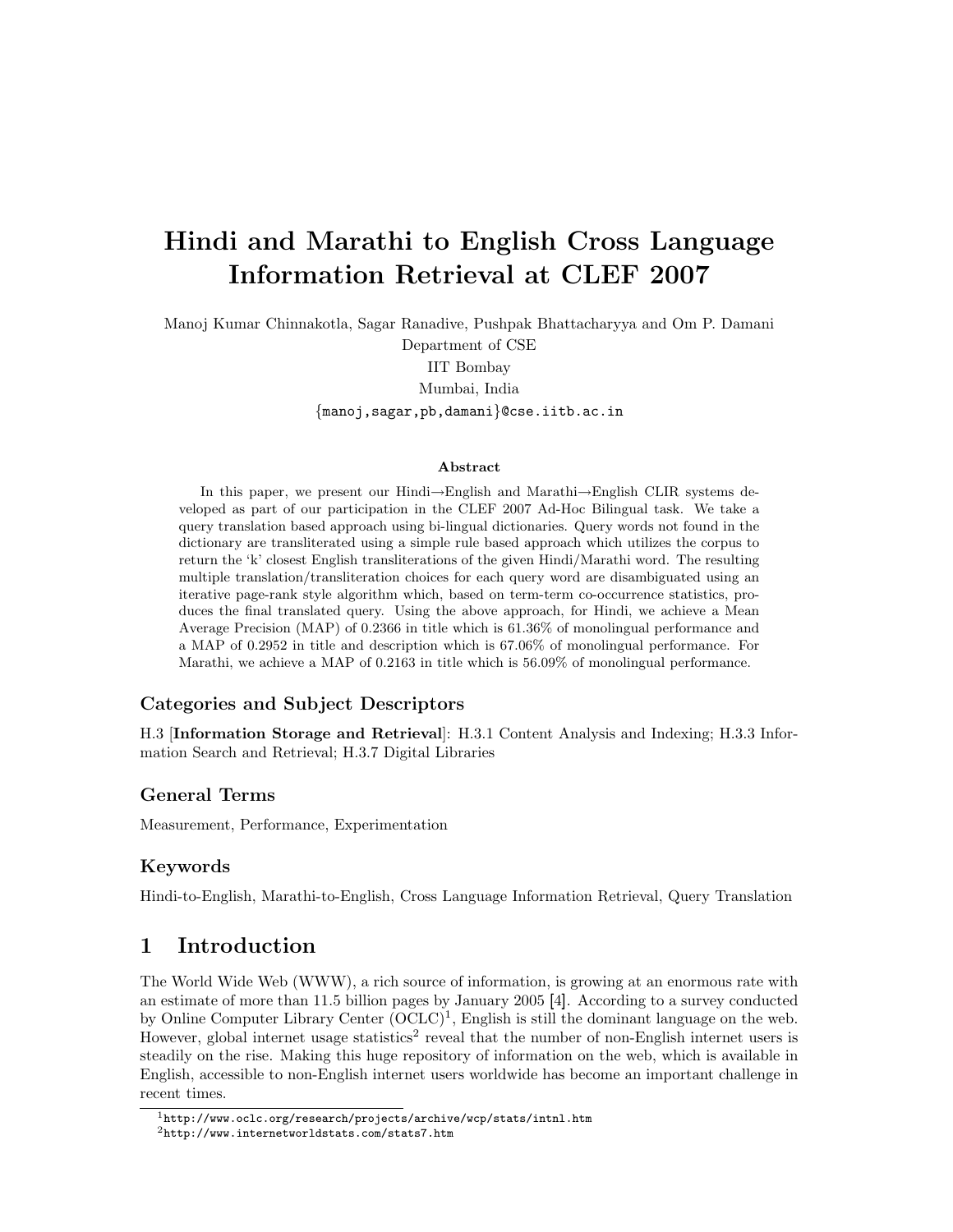# Hindi and Marathi to English Cross Language Information Retrieval at CLEF 2007

Manoj Kumar Chinnakotla, Sagar Ranadive, Pushpak Bhattacharyya and Om P. Damani
Department of CSE
IIT Bombay
Mumbai, India
{manoj,sagar,pb,damani}@cse.iitb.ac.in

### Abstract

In this paper, we present our Hindi→English and Marathi→English CLIR systems developed as part of our participation in the CLEF 2007 Ad-Hoc Bilingual task. We take a query translation based approach using bi-lingual dictionaries. Query words not found in the dictionary are transliterated using a simple rule based approach which utilizes the corpus to return the 'k' closest English transliterations of the given Hindi/Marathi word. The resulting multiple translation/transliteration choices for each query word are disambiguated using an iterative page-rank style algorithm which, based on term-term co-occurrence statistics, produces the final translated query. Using the above approach, for Hindi, we achieve a Mean Average Precision (MAP) of 0.2366 in title which is 61.36% of monolingual performance and a MAP of 0.2952 in title and description which is 67.06% of monolingual performance. For Marathi, we achieve a MAP of 0.2163 in title which is 56.09% of monolingual performance.

### Categories and Subject Descriptors

H.3 [**Information Storage and Retrieval**]: H.3.1 Content Analysis and Indexing; H.3.3 Information Search and Retrieval; H.3.7 Digital Libraries

### General Terms

Measurement, Performance, Experimentation

### Keywords

Hindi-to-English, Marathi-to-English, Cross Language Information Retrieval, Query Translation

## 1 Introduction

The World Wide Web (WWW), a rich source of information, is growing at an enormous rate with an estimate of more than 11.5 billion pages by January 2005 [4]. According to a survey conducted by Online Computer Library Center (OCLC)[1], English is still the dominant language on the web. However, global internet usage statistics[2] reveal that the number of non-English internet users is steadily on the rise. Making this huge repository of information on the web, which is available in English, accessible to non-English internet users worldwide has become an important challenge in recent times.

[1] http://www.oclc.org/research/projects/archive/wcp/stats/intnl.htm
[2] http://www.internetworldstats.com/stats7.htm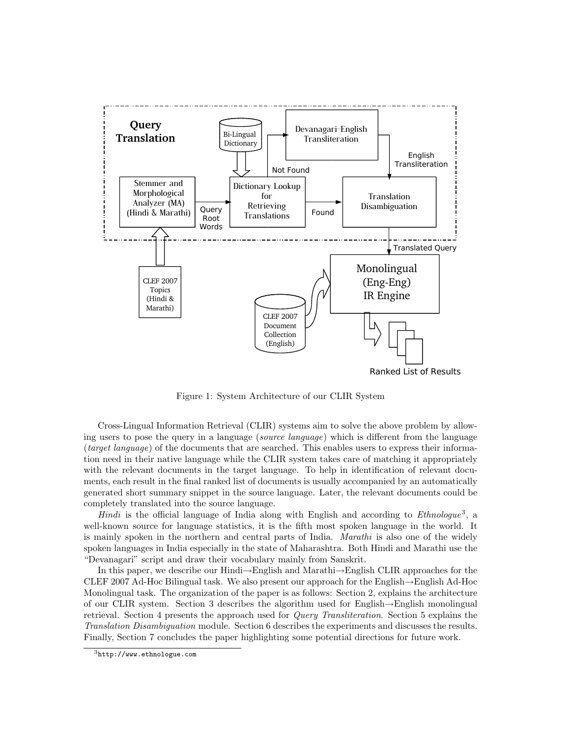Figure 1: System Architecture of our CLIR System

Cross-Lingual Information Retrieval (CLIR) systems aim to solve the above problem by allowing users to pose the query in a language (*source language*) which is different from the language (*target language*) of the documents that are searched. This enables users to express their information need in their native language while the CLIR system takes care of matching it appropriately with the relevant documents in the target language. To help in identification of relevant documents, each result in the final ranked list of documents is usually accompanied by an automatically generated short summary snippet in the source language. Later, the relevant documents could be completely translated into the source language.

*Hindi* is the official language of India along with English and according to *Ethnologue*[3], a well-known source for language statistics, it is the fifth most spoken language in the world. It is mainly spoken in the northern and central parts of India. *Marathi* is also one of the widely spoken languages in India especially in the state of Maharashtra. Both Hindi and Marathi use the "Devanagari" script and draw their vocabulary mainly from Sanskrit.

In this paper, we describe our Hindi→English and Marathi→English CLIR approaches for the CLEF 2007 Ad-Hoc Bilingual task. We also present our approach for the English→English Ad-Hoc Monolingual task. The organization of the paper is as follows: Section 2, explains the architecture of our CLIR system. Section 3 describes the algorithm used for English→English monolingual retrieval. Section 4 presents the approach used for *Query Transliteration*. Section 5 explains the *Translation Disambiguation* module. Section 6 describes the experiments and discusses the results. Finally, Section 7 concludes the paper highlighting some potential directions for future work.

[3] http://www.ethnologue.com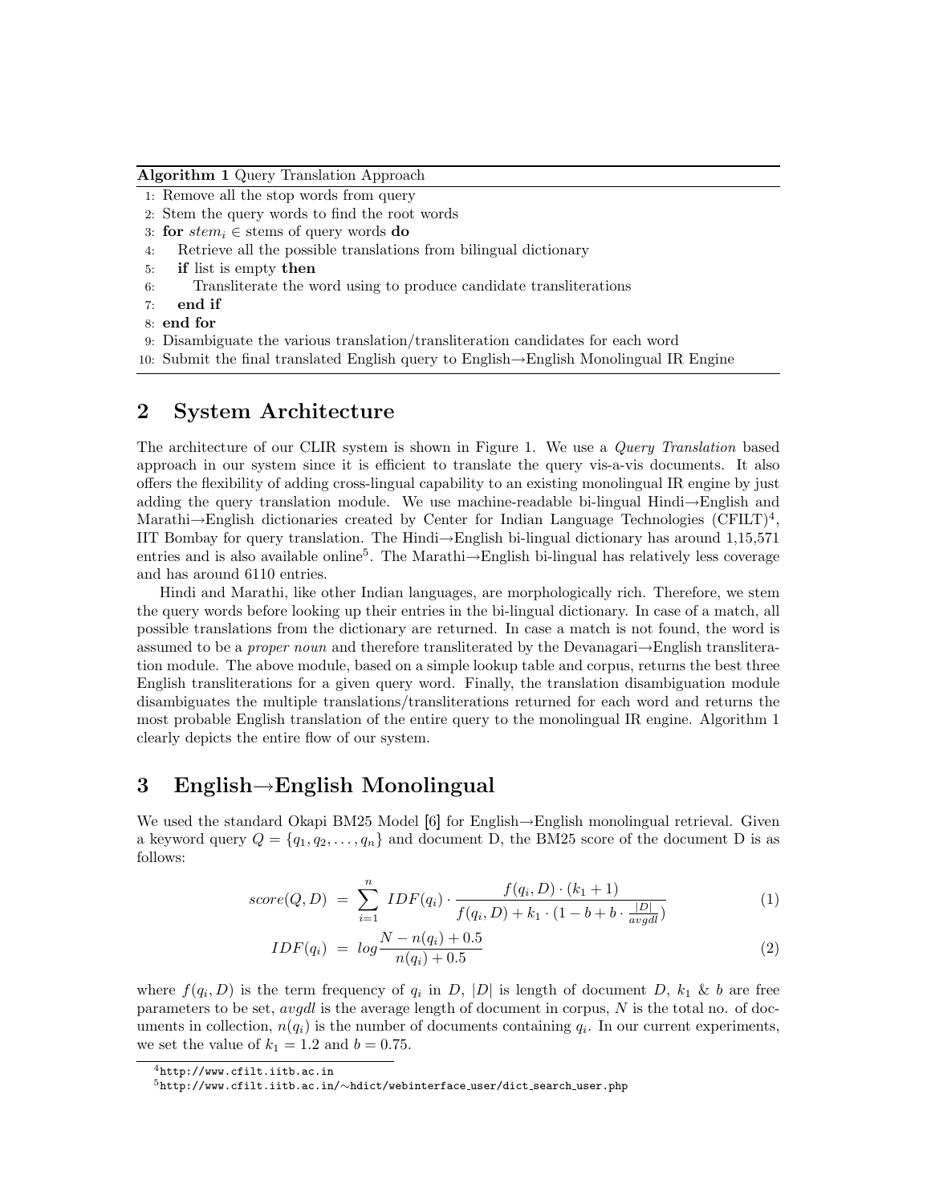**Algorithm 1** Query Translation Approach

1: Remove all the stop words from query
2: Stem the query words to find the root words
3: **for** $stem_i \in$ stems of query words **do**
4: Retrieve all the possible translations from bilingual dictionary
5: **if** list is empty **then**
6: Transliterate the word using to produce candidate transliterations
7: **end if**
8: **end for**
9: Disambiguate the various translation/transliteration candidates for each word
10: Submit the final translated English query to English→English Monolingual IR Engine

## 2 System Architecture

The architecture of our CLIR system is shown in Figure 1. We use a *Query Translation* based approach in our system since it is efficient to translate the query vis-a-vis documents. It also offers the flexibility of adding cross-lingual capability to an existing monolingual IR engine by just adding the query translation module. We use machine-readable bi-lingual Hindi→English and Marathi→English dictionaries created by Center for Indian Language Technologies (CFILT)[4], IIT Bombay for query translation. The Hindi→English bi-lingual dictionary has around 1,15,571 entries and is also available online[5]. The Marathi→English bi-lingual has relatively less coverage and has around 6110 entries.

Hindi and Marathi, like other Indian languages, are morphologically rich. Therefore, we stem the query words before looking up their entries in the bi-lingual dictionary. In case of a match, all possible translations from the dictionary are returned. In case a match is not found, the word is assumed to be a *proper noun* and therefore transliterated by the Devanagari→English transliteration module. The above module, based on a simple lookup table and corpus, returns the best three English transliterations for a given query word. Finally, the translation disambiguation module disambiguates the multiple translations/transliterations returned for each word and returns the most probable English translation of the entire query to the monolingual IR engine. Algorithm 1 clearly depicts the entire flow of our system.

## 3 English→English Monolingual

We used the standard Okapi BM25 Model [6] for English→English monolingual retrieval. Given a keyword query $Q = \{q_1, q_2, \ldots, q_n\}$ and document D, the BM25 score of the document D is as follows:

$$score(Q, D) = \sum_{i=1}^{n} IDF(q_i) \cdot \frac{f(q_i, D) \cdot (k_1 + 1)}{f(q_i, D) + k_1 \cdot (1 - b + b \cdot \frac{|D|}{avgdl})} \quad (1)$$

$$IDF(q_i) = log \frac{N - n(q_i) + 0.5}{n(q_i) + 0.5} \quad (2)$$

where $f(q_i, D)$ is the term frequency of $q_i$ in $D$, $|D|$ is length of document $D$, $k_1$ & $b$ are free parameters to be set, $avgdl$ is the average length of document in corpus, $N$ is the total no. of documents in collection, $n(q_i)$ is the number of documents containing $q_i$. In our current experiments, we set the value of $k_1 = 1.2$ and $b = 0.75$.

[4] http://www.cfilt.iitb.ac.in

[5] http://www.cfilt.iitb.ac.in/~hdict/webinterface_user/dict_search_user.php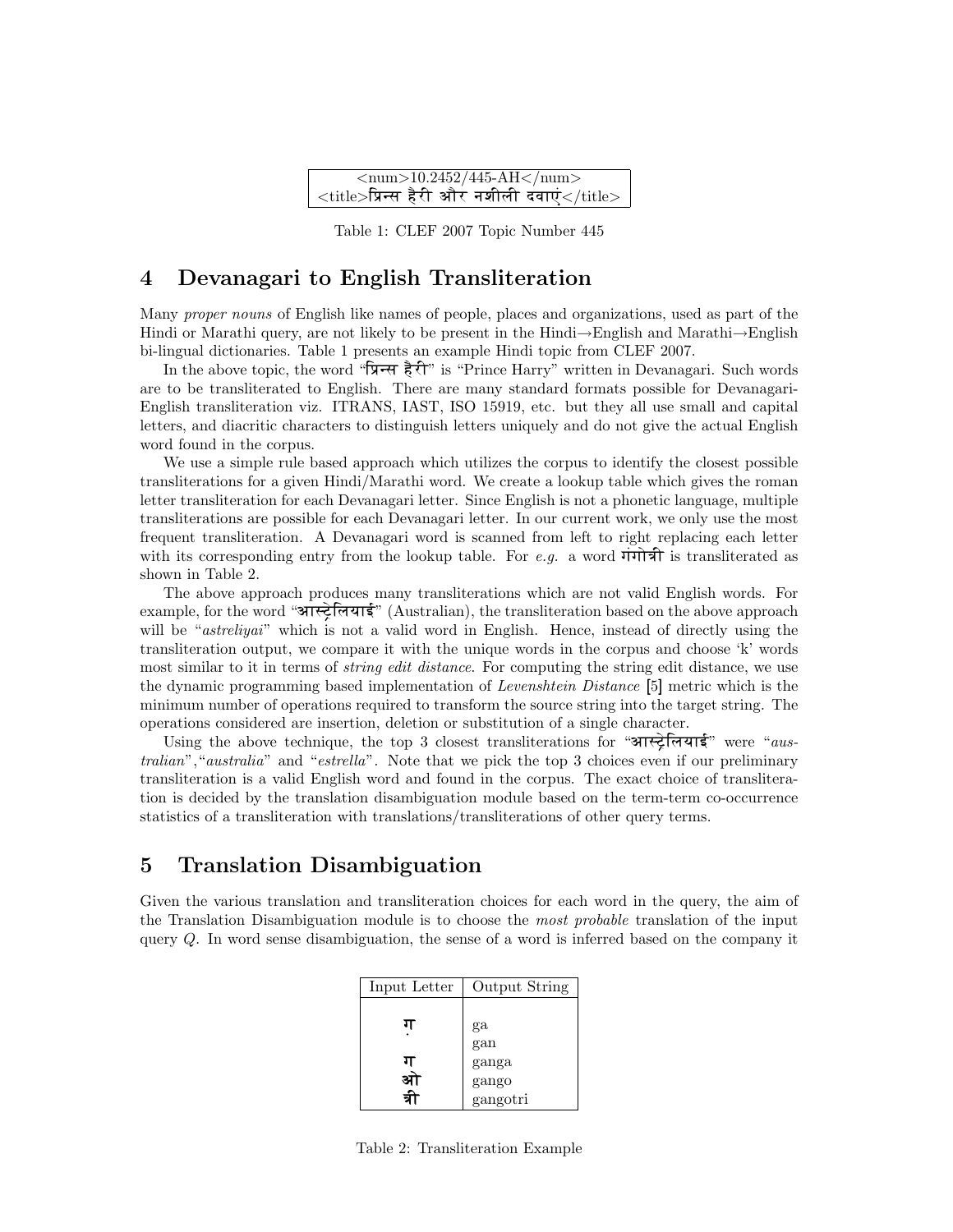| &lt;num&gt;10.2452/445-AH&lt;/num&gt; |
|---|
| &lt;title&gt;प्रिन्स हैरी और नशीली दवाएं&lt;/title&gt; |

Table 1: CLEF 2007 Topic Number 445

## 4 Devanagari to English Transliteration

Many *proper nouns* of English like names of people, places and organizations, used as part of the Hindi or Marathi query, are not likely to be present in the Hindi→English and Marathi→English bi-lingual dictionaries. Table 1 presents an example Hindi topic from CLEF 2007.

In the above topic, the word "प्रिन्स हैरी" is "Prince Harry" written in Devanagari. Such words are to be transliterated to English. There are many standard formats possible for Devanagari-English transliteration viz. ITRANS, IAST, ISO 15919, etc. but they all use small and capital letters, and diacritic characters to distinguish letters uniquely and do not give the actual English word found in the corpus.

We use a simple rule based approach which utilizes the corpus to identify the closest possible transliterations for a given Hindi/Marathi word. We create a lookup table which gives the roman letter transliteration for each Devanagari letter. Since English is not a phonetic language, multiple transliterations are possible for each Devanagari letter. In our current work, we only use the most frequent transliteration. A Devanagari word is scanned from left to right replacing each letter with its corresponding entry from the lookup table. For *e.g.* a word गंगोत्री is transliterated as shown in Table 2.

The above approach produces many transliterations which are not valid English words. For example, for the word "आस्ट्रेलियाई" (Australian), the transliteration based on the above approach will be "*astreliyai*" which is not a valid word in English. Hence, instead of directly using the transliteration output, we compare it with the unique words in the corpus and choose 'k' words most similar to it in terms of *string edit distance*. For computing the string edit distance, we use the dynamic programming based implementation of *Levenshtein Distance* [5] metric which is the minimum number of operations required to transform the source string into the target string. The operations considered are insertion, deletion or substitution of a single character.

Using the above technique, the top 3 closest transliterations for "आस्ट्रेलियाई" were "*australian*","*australia*" and "*estrella*". Note that we pick the top 3 choices even if our preliminary transliteration is a valid English word and found in the corpus. The exact choice of transliteration is decided by the translation disambiguation module based on the term-term co-occurrence statistics of a transliteration with translations/transliterations of other query terms.

## 5 Translation Disambiguation

Given the various translation and transliteration choices for each word in the query, the aim of the Translation Disambiguation module is to choose the *most probable* translation of the input query *Q*. In word sense disambiguation, the sense of a word is inferred based on the company it

| Input Letter | Output String |
|---|---|
| ग | ga |
| ं | gan |
| ग | ganga |
| ओ | gango |
| त्री | gangotri |

Table 2: Transliteration Example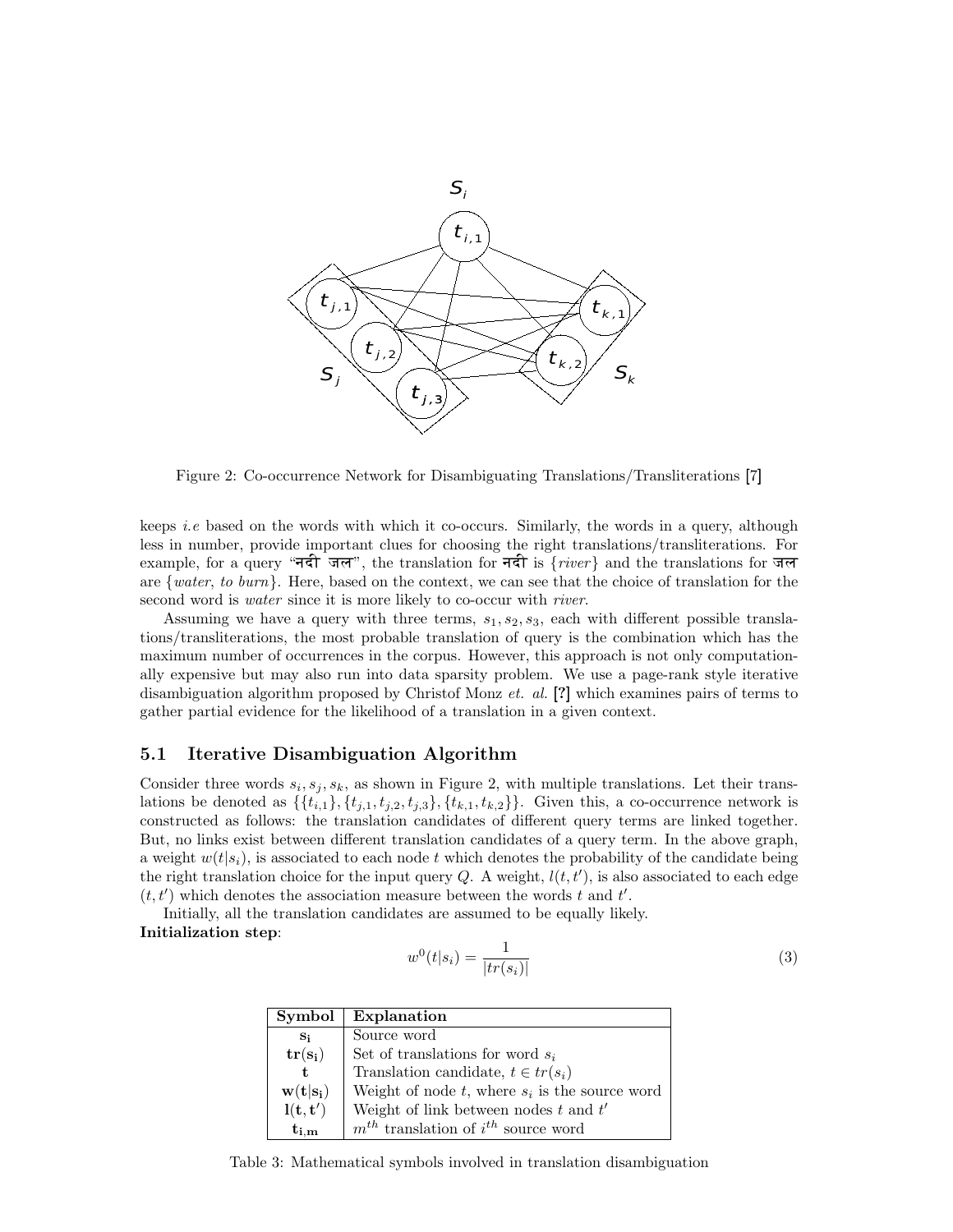Figure 2: Co-occurrence Network for Disambiguating Translations/Transliterations [7]

keeps *i.e* based on the words with which it co-occurs. Similarly, the words in a query, although less in number, provide important clues for choosing the right translations/transliterations. For example, for a query "नदी जल", the translation for नदी is {*river*} and the translations for जल are {*water*, *to burn*}. Here, based on the context, we can see that the choice of translation for the second word is *water* since it is more likely to co-occur with *river*.

Assuming we have a query with three terms, $s_1, s_2, s_3$, each with different possible translations/transliterations, the most probable translation of query is the combination which has the maximum number of occurrences in the corpus. However, this approach is not only computationally expensive but may also run into data sparsity problem. We use a page-rank style iterative disambiguation algorithm proposed by Christof Monz *et. al.* [?] which examines pairs of terms to gather partial evidence for the likelihood of a translation in a given context.

### 5.1 Iterative Disambiguation Algorithm

Consider three words $s_i, s_j, s_k$, as shown in Figure 2, with multiple translations. Let their translations be denoted as $\{\{t_{i,1}\}, \{t_{j,1}, t_{j,2}, t_{j,3}\}, \{t_{k,1}, t_{k,2}\}\}$. Given this, a co-occurrence network is constructed as follows: the translation candidates of different query terms are linked together. But, no links exist between different translation candidates of a query term. In the above graph, a weight $w(t|s_i)$, is associated to each node $t$ which denotes the probability of the candidate being the right translation choice for the input query $Q$. A weight, $l(t, t')$, is also associated to each edge $(t, t')$ which denotes the association measure between the words $t$ and $t'$.

Initially, all the translation candidates are assumed to be equally likely.

**Initialization step**:

$$w^0(t|s_i) = \frac{1}{|tr(s_i)|} \tag{3}$$

| Symbol | Explanation |
|---|---|
| $\mathbf{s_i}$ | Source word |
| $\mathbf{tr(s_i)}$ | Set of translations for word $s_i$ |
| $\mathbf{t}$ | Translation candidate, $t \in tr(s_i)$ |
| $\mathbf{w(t\|s_i)}$ | Weight of node $t$, where $s_i$ is the source word |
| $\mathbf{l(t, t')}$ | Weight of link between nodes $t$ and $t'$ |
| $\mathbf{t_{i,m}}$ | $m^{th}$ translation of $i^{th}$ source word |

Table 3: Mathematical symbols involved in translation disambiguation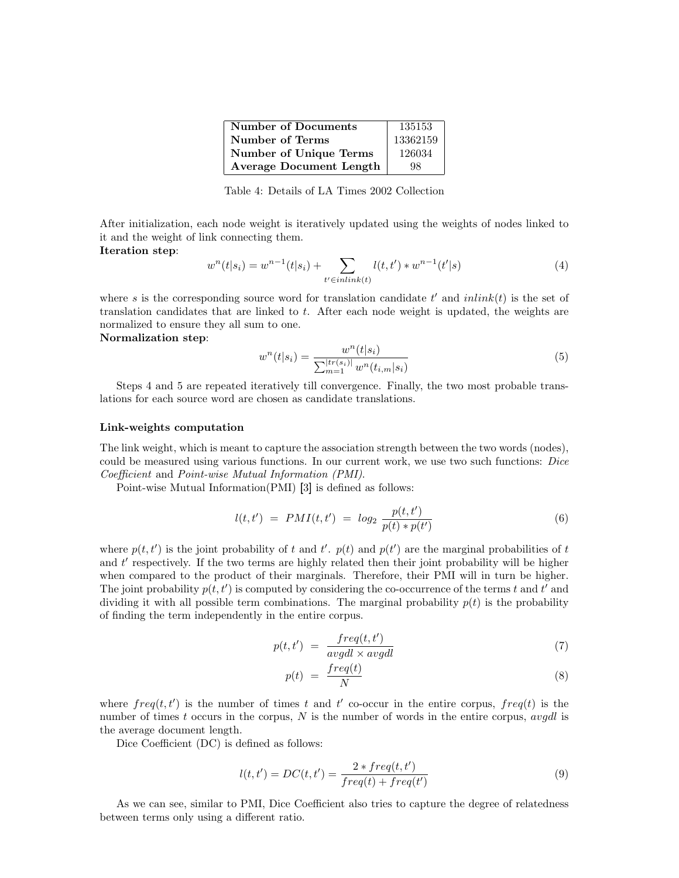| Number of Documents | 135153 |
|---|---|
| Number of Terms | 13362159 |
| Number of Unique Terms | 126034 |
| Average Document Length | 98 |

Table 4: Details of LA Times 2002 Collection

After initialization, each node weight is iteratively updated using the weights of nodes linked to it and the weight of link connecting them.

**Iteration step**:

$$w^n(t|s_i) = w^{n-1}(t|s_i) + \sum_{t' \in inlink(t)} l(t,t') * w^{n-1}(t'|s) \tag{4}$$

where $s$ is the corresponding source word for translation candidate $t'$ and $inlink(t)$ is the set of translation candidates that are linked to $t$. After each node weight is updated, the weights are normalized to ensure they all sum to one.

**Normalization step**:

$$w^n(t|s_i) = \frac{w^n(t|s_i)}{\sum_{m=1}^{|tr(s_i)|} w^n(t_{i,m}|s_i)} \tag{5}$$

Steps 4 and 5 are repeated iteratively till convergence. Finally, the two most probable translations for each source word are chosen as candidate translations.

#### Link-weights computation

The link weight, which is meant to capture the association strength between the two words (nodes), could be measured using various functions. In our current work, we use two such functions: *Dice Coefficient* and *Point-wise Mutual Information (PMI).*

Point-wise Mutual Information(PMI) [3] is defined as follows:

$$l(t,t') \ = \ PMI(t,t') \ = \ log_2 \ \frac{p(t,t')}{p(t) * p(t')} \tag{6}$$

where $p(t,t')$ is the joint probability of $t$ and $t'$. $p(t)$ and $p(t')$ are the marginal probabilities of $t$ and $t'$ respectively. If the two terms are highly related then their joint probability will be higher when compared to the product of their marginals. Therefore, their PMI will in turn be higher. The joint probability $p(t,t')$ is computed by considering the co-occurrence of the terms $t$ and $t'$ and dividing it with all possible term combinations. The marginal probability $p(t)$ is the probability of finding the term independently in the entire corpus.

$$p(t,t') \ = \ \frac{freq(t,t')}{avgdl \times avgdl} \tag{7}$$

$$p(t) \ = \ \frac{freq(t)}{N} \tag{8}$$

where $freq(t,t')$ is the number of times $t$ and $t'$ co-occur in the entire corpus, $freq(t)$ is the number of times $t$ occurs in the corpus, $N$ is the number of words in the entire corpus, $avgdl$ is the average document length.

Dice Coefficient (DC) is defined as follows:

$$l(t,t') = DC(t,t') = \frac{2 * freq(t,t')}{freq(t) + freq(t')} \tag{9}$$

As we can see, similar to PMI, Dice Coefficient also tries to capture the degree of relatedness between terms only using a different ratio.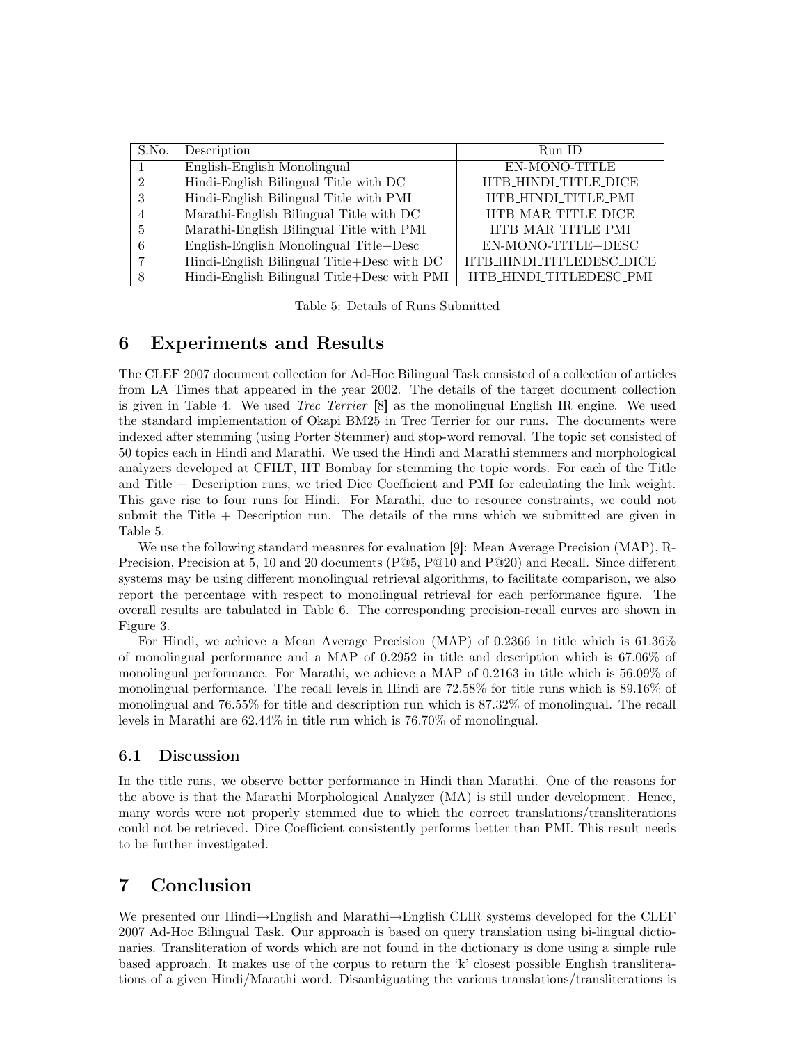| S.No. | Description | Run ID |
|---|---|---|
| 1 | English-English Monolingual | EN-MONO-TITLE |
| 2 | Hindi-English Bilingual Title with DC | IITB_HINDI_TITLE_DICE |
| 3 | Hindi-English Bilingual Title with PMI | IITB_HINDI_TITLE_PMI |
| 4 | Marathi-English Bilingual Title with DC | IITB_MAR_TITLE_DICE |
| 5 | Marathi-English Bilingual Title with PMI | IITB_MAR_TITLE_PMI |
| 6 | English-English Monolingual Title+Desc | EN-MONO-TITLE+DESC |
| 7 | Hindi-English Bilingual Title+Desc with DC | IITB_HINDI_TITLEDESC_DICE |
| 8 | Hindi-English Bilingual Title+Desc with PMI | IITB_HINDI_TITLEDESC_PMI |

Table 5: Details of Runs Submitted

# 6 Experiments and Results

The CLEF 2007 document collection for Ad-Hoc Bilingual Task consisted of a collection of articles from LA Times that appeared in the year 2002. The details of the target document collection is given in Table 4. We used *Trec Terrier* [8] as the monolingual English IR engine. We used the standard implementation of Okapi BM25 in Trec Terrier for our runs. The documents were indexed after stemming (using Porter Stemmer) and stop-word removal. The topic set consisted of 50 topics each in Hindi and Marathi. We used the Hindi and Marathi stemmers and morphological analyzers developed at CFILT, IIT Bombay for stemming the topic words. For each of the Title and Title + Description runs, we tried Dice Coefficient and PMI for calculating the link weight. This gave rise to four runs for Hindi. For Marathi, due to resource constraints, we could not submit the Title + Description run. The details of the runs which we submitted are given in Table 5.

We use the following standard measures for evaluation [9]: Mean Average Precision (MAP), R-Precision, Precision at 5, 10 and 20 documents (P@5, P@10 and P@20) and Recall. Since different systems may be using different monolingual retrieval algorithms, to facilitate comparison, we also report the percentage with respect to monolingual retrieval for each performance figure. The overall results are tabulated in Table 6. The corresponding precision-recall curves are shown in Figure 3.

For Hindi, we achieve a Mean Average Precision (MAP) of 0.2366 in title which is 61.36% of monolingual performance and a MAP of 0.2952 in title and description which is 67.06% of monolingual performance. For Marathi, we achieve a MAP of 0.2163 in title which is 56.09% of monolingual performance. The recall levels in Hindi are 72.58% for title runs which is 89.16% of monolingual and 76.55% for title and description run which is 87.32% of monolingual. The recall levels in Marathi are 62.44% in title run which is 76.70% of monolingual.

## 6.1 Discussion

In the title runs, we observe better performance in Hindi than Marathi. One of the reasons for the above is that the Marathi Morphological Analyzer (MA) is still under development. Hence, many words were not properly stemmed due to which the correct translations/transliterations could not be retrieved. Dice Coefficient consistently performs better than PMI. This result needs to be further investigated.

# 7 Conclusion

We presented our Hindi→English and Marathi→English CLIR systems developed for the CLEF 2007 Ad-Hoc Bilingual Task. Our approach is based on query translation using bi-lingual dictionaries. Transliteration of words which are not found in the dictionary is done using a simple rule based approach. It makes use of the corpus to return the 'k' closest possible English transliterations of a given Hindi/Marathi word. Disambiguating the various translations/transliterations is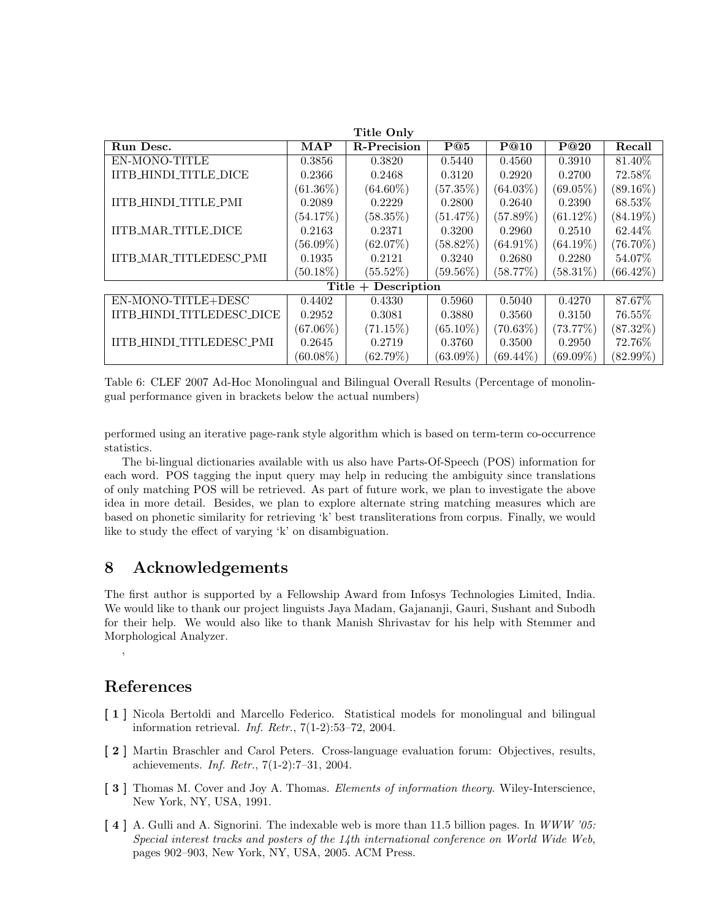| Run Desc. | MAP | R-Precision | P@5 | P@10 | P@20 | Recall |
|---|---|---|---|---|---|---|
| **Title Only** | | | | | | |
| EN-MONO-TITLE | 0.3856 | 0.3820 | 0.5440 | 0.4560 | 0.3910 | 81.40% |
| IITB_HINDI_TITLE_DICE | 0.2366 | 0.2468 | 0.3120 | 0.2920 | 0.2700 | 72.58% |
| | (61.36%) | (64.60%) | (57.35%) | (64.03%) | (69.05%) | (89.16%) |
| IITB_HINDI_TITLE_PMI | 0.2089 | 0.2229 | 0.2800 | 0.2640 | 0.2390 | 68.53% |
| | (54.17%) | (58.35%) | (51.47%) | (57.89%) | (61.12%) | (84.19%) |
| IITB_MAR_TITLE_DICE | 0.2163 | 0.2371 | 0.3200 | 0.2960 | 0.2510 | 62.44% |
| | (56.09%) | (62.07%) | (58.82%) | (64.91%) | (64.19%) | (76.70%) |
| IITB_MAR_TITLEDESC_PMI | 0.1935 | 0.2121 | 0.3240 | 0.2680 | 0.2280 | 54.07% |
| | (50.18%) | (55.52%) | (59.56%) | (58.77%) | (58.31%) | (66.42%) |
| **Title + Description** | | | | | | |
| EN-MONO-TITLE+DESC | 0.4402 | 0.4330 | 0.5960 | 0.5040 | 0.4270 | 87.67% |
| IITB_HINDI_TITLEDESC_DICE | 0.2952 | 0.3081 | 0.3880 | 0.3560 | 0.3150 | 76.55% |
| | (67.06%) | (71.15%) | (65.10%) | (70.63%) | (73.77%) | (87.32%) |
| IITB_HINDI_TITLEDESC_PMI | 0.2645 | 0.2719 | 0.3760 | 0.3500 | 0.2950 | 72.76% |
| | (60.08%) | (62.79%) | (63.09%) | (69.44%) | (69.09%) | (82.99%) |

Table 6: CLEF 2007 Ad-Hoc Monolingual and Bilingual Overall Results (Percentage of monolingual performance given in brackets below the actual numbers)

performed using an iterative page-rank style algorithm which is based on term-term co-occurrence statistics.

The bi-lingual dictionaries available with us also have Parts-Of-Speech (POS) information for each word. POS tagging the input query may help in reducing the ambiguity since translations of only matching POS will be retrieved. As part of future work, we plan to investigate the above idea in more detail. Besides, we plan to explore alternate string matching measures which are based on phonetic similarity for retrieving 'k' best transliterations from corpus. Finally, we would like to study the effect of varying 'k' on disambiguation.

## 8 Acknowledgements

The first author is supported by a Fellowship Award from Infosys Technologies Limited, India. We would like to thank our project linguists Jaya Madam, Gajananji, Gauri, Sushant and Subodh for their help. We would also like to thank Manish Shrivastav for his help with Stemmer and Morphological Analyzer.

,

## References

[ 1 ] Nicola Bertoldi and Marcello Federico. Statistical models for monolingual and bilingual information retrieval. *Inf. Retr.*, 7(1-2):53–72, 2004.

[ 2 ] Martin Braschler and Carol Peters. Cross-language evaluation forum: Objectives, results, achievements. *Inf. Retr.*, 7(1-2):7–31, 2004.

[ 3 ] Thomas M. Cover and Joy A. Thomas. *Elements of information theory*. Wiley-Interscience, New York, NY, USA, 1991.

[ 4 ] A. Gulli and A. Signorini. The indexable web is more than 11.5 billion pages. In *WWW '05: Special interest tracks and posters of the 14th international conference on World Wide Web*, pages 902–903, New York, NY, USA, 2005. ACM Press.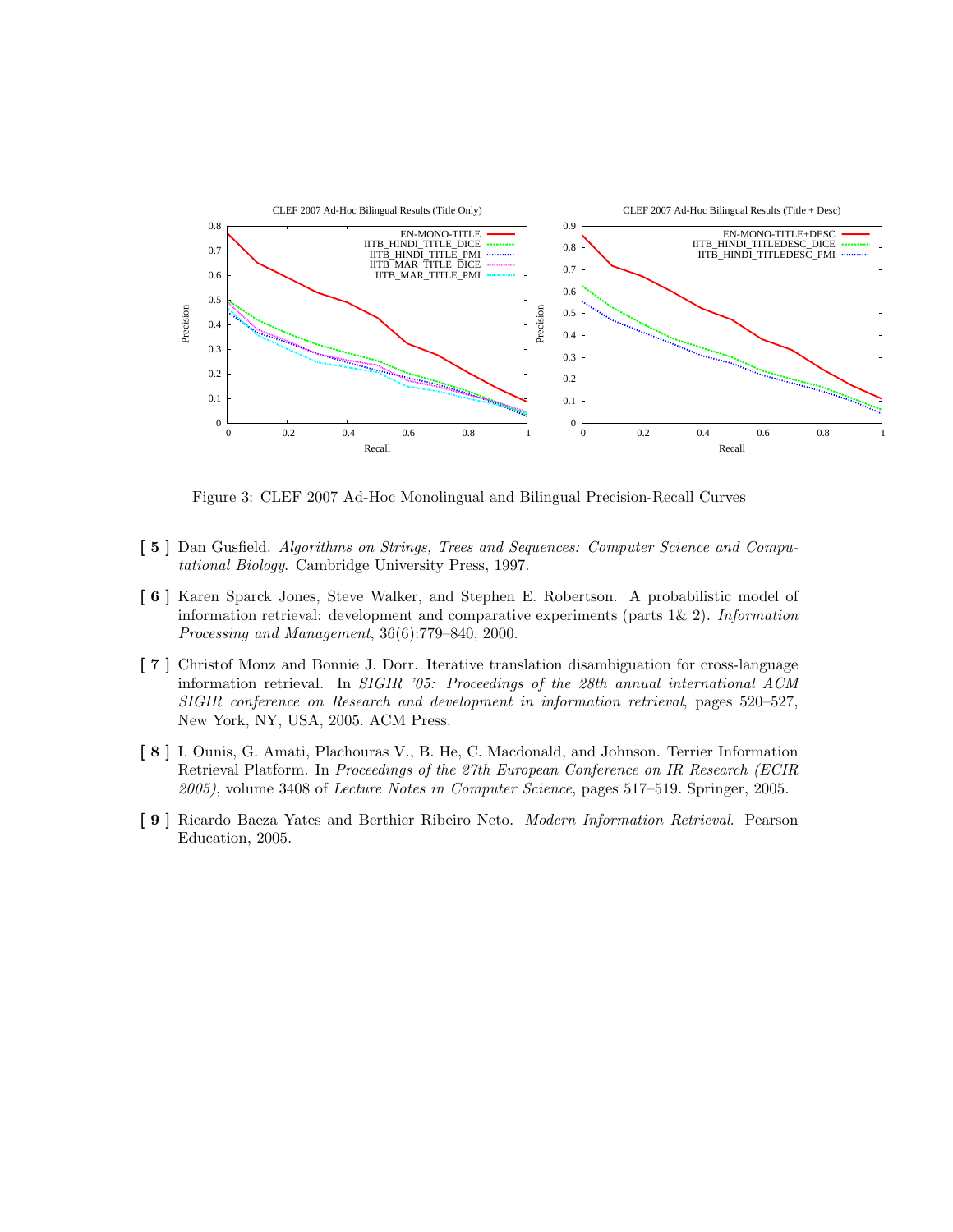CLEF 2007 Ad-Hoc Bilingual Results (Title Only)

Precision

Recall

0, 0.2, 0.4, 0.6, 0.8, 1

0, 0.1, 0.2, 0.3, 0.4, 0.5, 0.6, 0.7, 0.8

EN-MONO-TITLE
IITB_HINDI_TITLE_DICE
IITB_HINDI_TITLE_PMI
IITB_MAR_TITLE_DICE
IITB_MAR_TITLE_PMI

CLEF 2007 Ad-Hoc Bilingual Results (Title + Desc)

Precision

Recall

0, 0.2, 0.4, 0.6, 0.8, 1

0, 0.1, 0.2, 0.3, 0.4, 0.5, 0.6, 0.7, 0.8, 0.9

EN-MONO-TITLE+DESC
IITB_HINDI_TITLEDESC_DICE
IITB_HINDI_TITLEDESC_PMI

Figure 3: CLEF 2007 Ad-Hoc Monolingual and Bilingual Precision-Recall Curves

[ 5 ] Dan Gusfield. *Algorithms on Strings, Trees and Sequences: Computer Science and Computational Biology*. Cambridge University Press, 1997.

[ 6 ] Karen Sparck Jones, Steve Walker, and Stephen E. Robertson. A probabilistic model of information retrieval: development and comparative experiments (parts 1& 2). *Information Processing and Management*, 36(6):779–840, 2000.

[ 7 ] Christof Monz and Bonnie J. Dorr. Iterative translation disambiguation for cross-language information retrieval. In *SIGIR '05: Proceedings of the 28th annual international ACM SIGIR conference on Research and development in information retrieval*, pages 520–527, New York, NY, USA, 2005. ACM Press.

[ 8 ] I. Ounis, G. Amati, Plachouras V., B. He, C. Macdonald, and Johnson. Terrier Information Retrieval Platform. In *Proceedings of the 27th European Conference on IR Research (ECIR 2005)*, volume 3408 of *Lecture Notes in Computer Science*, pages 517–519. Springer, 2005.

[ 9 ] Ricardo Baeza Yates and Berthier Ribeiro Neto. *Modern Information Retrieval*. Pearson Education, 2005.